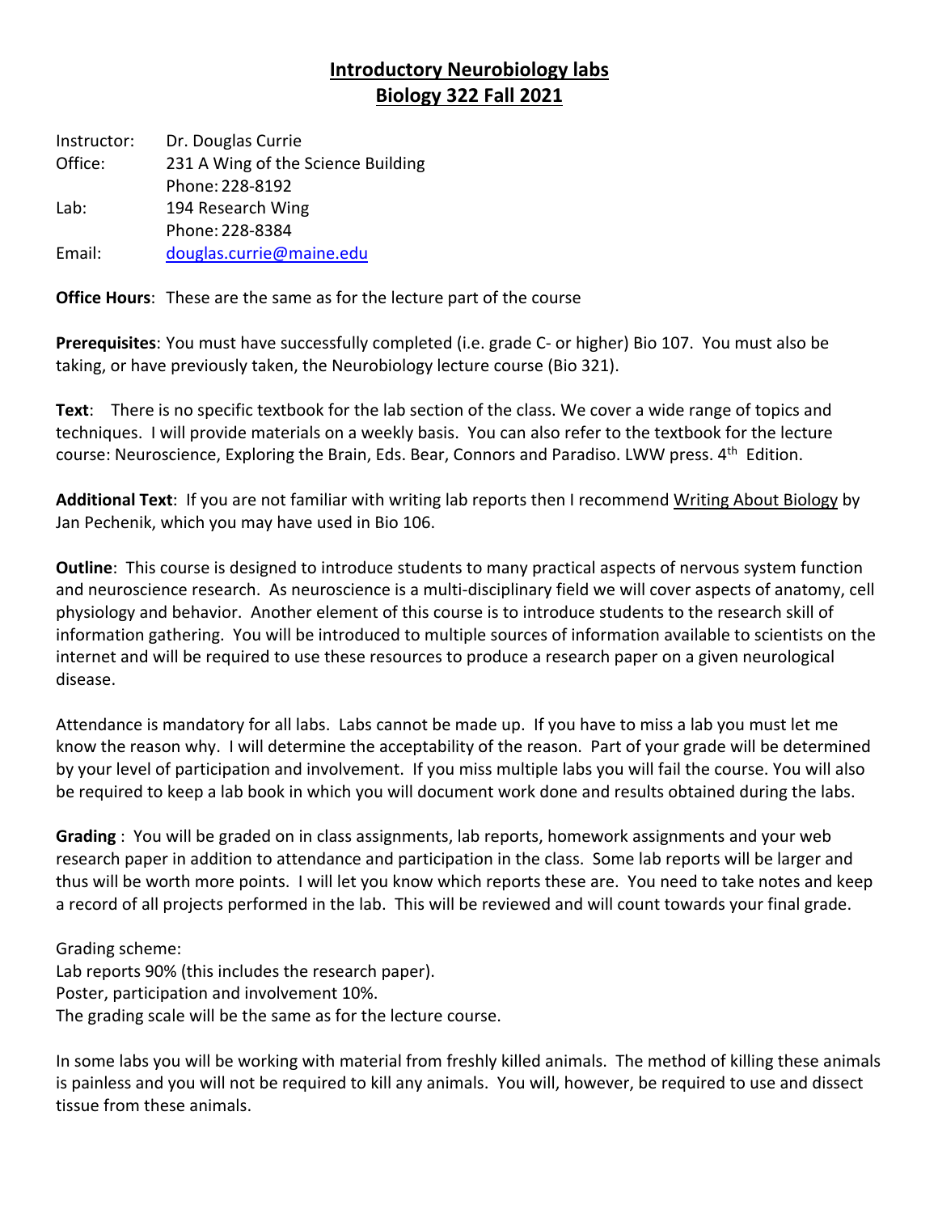# Introductory Neurobiology labs
# Biology 322 Fall 2021

Instructor: Dr. Douglas Currie
Office: 231 A Wing of the Science Building
Phone: 228-8192
Lab: 194 Research Wing
Phone: 228-8384
Email: douglas.currie@maine.edu

**Office Hours**: These are the same as for the lecture part of the course

**Prerequisites**: You must have successfully completed (i.e. grade C- or higher) Bio 107. You must also be taking, or have previously taken, the Neurobiology lecture course (Bio 321).

**Text**: There is no specific textbook for the lab section of the class. We cover a wide range of topics and techniques. I will provide materials on a weekly basis. You can also refer to the textbook for the lecture course: Neuroscience, Exploring the Brain, Eds. Bear, Connors and Paradiso. LWW press. 4th Edition.

**Additional Text**: If you are not familiar with writing lab reports then I recommend Writing About Biology by Jan Pechenik, which you may have used in Bio 106.

**Outline**: This course is designed to introduce students to many practical aspects of nervous system function and neuroscience research. As neuroscience is a multi-disciplinary field we will cover aspects of anatomy, cell physiology and behavior. Another element of this course is to introduce students to the research skill of information gathering. You will be introduced to multiple sources of information available to scientists on the internet and will be required to use these resources to produce a research paper on a given neurological disease.

Attendance is mandatory for all labs. Labs cannot be made up. If you have to miss a lab you must let me know the reason why. I will determine the acceptability of the reason. Part of your grade will be determined by your level of participation and involvement. If you miss multiple labs you will fail the course. You will also be required to keep a lab book in which you will document work done and results obtained during the labs.

**Grading** : You will be graded on in class assignments, lab reports, homework assignments and your web research paper in addition to attendance and participation in the class. Some lab reports will be larger and thus will be worth more points. I will let you know which reports these are. You need to take notes and keep a record of all projects performed in the lab. This will be reviewed and will count towards your final grade.

Grading scheme:
Lab reports 90% (this includes the research paper).
Poster, participation and involvement 10%.
The grading scale will be the same as for the lecture course.

In some labs you will be working with material from freshly killed animals. The method of killing these animals is painless and you will not be required to kill any animals. You will, however, be required to use and dissect tissue from these animals.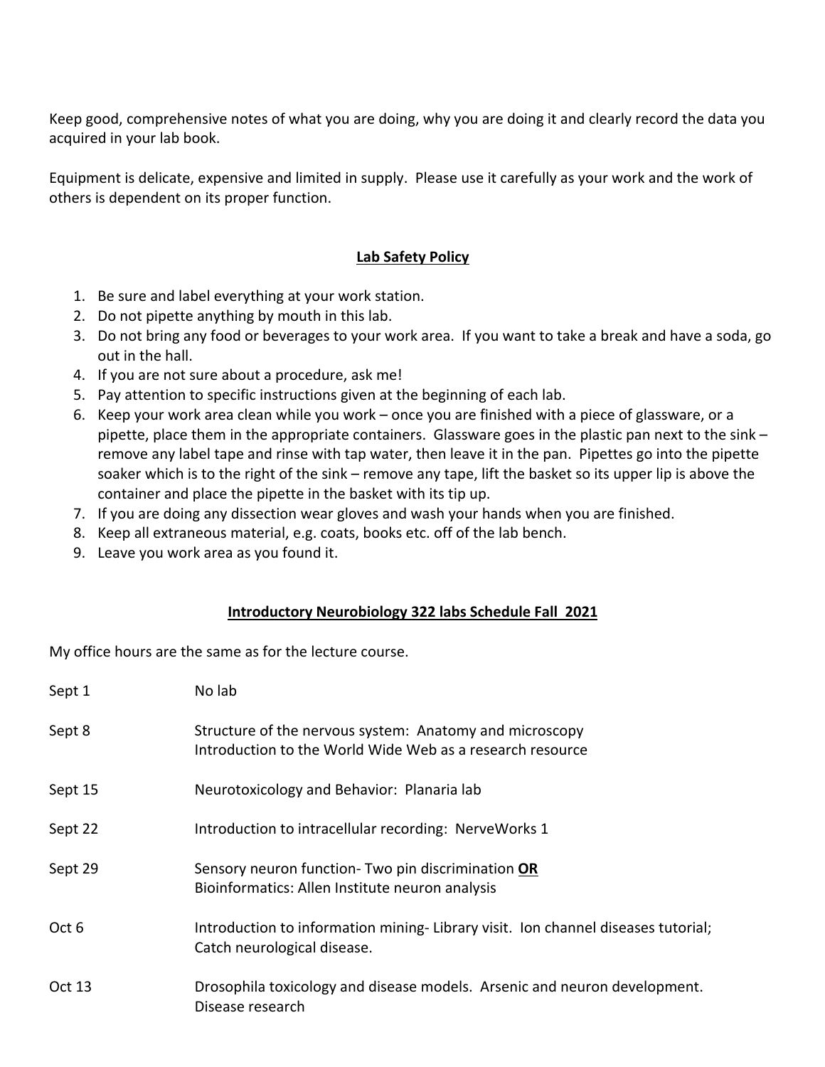Keep good, comprehensive notes of what you are doing, why you are doing it and clearly record the data you acquired in your lab book.

Equipment is delicate, expensive and limited in supply. Please use it carefully as your work and the work of others is dependent on its proper function.

## Lab Safety Policy

1. Be sure and label everything at your work station.
2. Do not pipette anything by mouth in this lab.
3. Do not bring any food or beverages to your work area. If you want to take a break and have a soda, go out in the hall.
4. If you are not sure about a procedure, ask me!
5. Pay attention to specific instructions given at the beginning of each lab.
6. Keep your work area clean while you work – once you are finished with a piece of glassware, or a pipette, place them in the appropriate containers. Glassware goes in the plastic pan next to the sink – remove any label tape and rinse with tap water, then leave it in the pan. Pipettes go into the pipette soaker which is to the right of the sink – remove any tape, lift the basket so its upper lip is above the container and place the pipette in the basket with its tip up.
7. If you are doing any dissection wear gloves and wash your hands when you are finished.
8. Keep all extraneous material, e.g. coats, books etc. off of the lab bench.
9. Leave you work area as you found it.

## Introductory Neurobiology 322 labs Schedule Fall 2021

My office hours are the same as for the lecture course.

| | |
|---|---|
| Sept 1 | No lab |
| Sept 8 | Structure of the nervous system: Anatomy and microscopy<br>Introduction to the World Wide Web as a research resource |
| Sept 15 | Neurotoxicology and Behavior: Planaria lab |
| Sept 22 | Introduction to intracellular recording: NerveWorks 1 |
| Sept 29 | Sensory neuron function- Two pin discrimination **OR**<br>Bioinformatics: Allen Institute neuron analysis |
| Oct 6 | Introduction to information mining- Library visit. Ion channel diseases tutorial; Catch neurological disease. |
| Oct 13 | Drosophila toxicology and disease models. Arsenic and neuron development.<br>Disease research |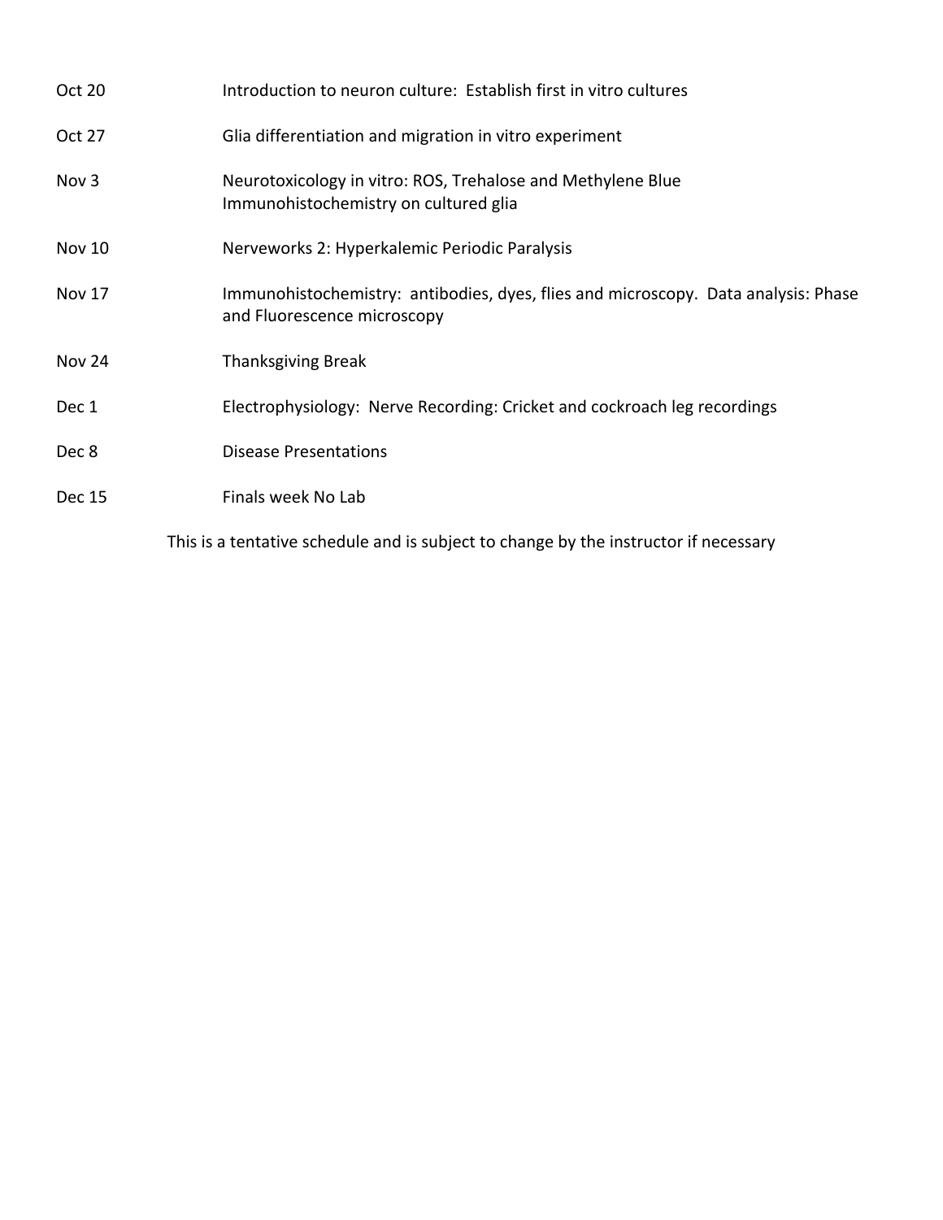| | |
|---|---|
| Oct 20 | Introduction to neuron culture: Establish first in vitro cultures |
| Oct 27 | Glia differentiation and migration in vitro experiment |
| Nov 3 | Neurotoxicology in vitro: ROS, Trehalose and Methylene Blue<br>Immunohistochemistry on cultured glia |
| Nov 10 | Nerveworks 2: Hyperkalemic Periodic Paralysis |
| Nov 17 | Immunohistochemistry: antibodies, dyes, flies and microscopy. Data analysis: Phase and Fluorescence microscopy |
| Nov 24 | Thanksgiving Break |
| Dec 1 | Electrophysiology: Nerve Recording: Cricket and cockroach leg recordings |
| Dec 8 | Disease Presentations |
| Dec 15 | Finals week No Lab |

This is a tentative schedule and is subject to change by the instructor if necessary